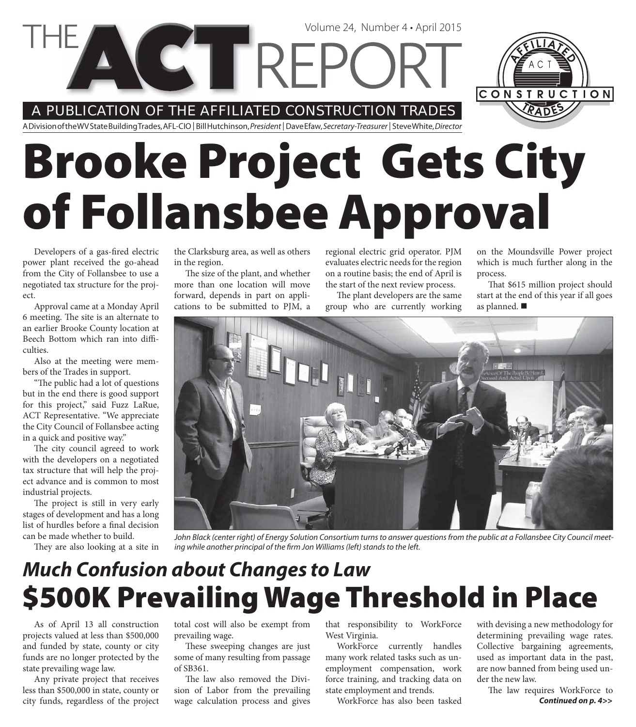# THE ACT REPORT

Volume 24, Number 4 • April 2015

A PUBLICATION OF THE AFFILIATED CONSTRUCTION TRADES

A Division of the WV State Building Trades, AFL-CIO | Bill Hutchinson, *President* | Dave Efaw, *Secretary-Treasurer* | Steve White, *Director*

# Brooke Project Gets City of Follansbee Approval

Developers of a gas-fired electric power plant received the go-ahead from the City of Follansbee to use a negotiated tax structure for the project.

Approval came at a Monday April 6 meeting. The site is an alternate to an earlier Brooke County location at Beech Bottom which ran into difficulties.

Also at the meeting were members of the Trades in support.

"The public had a lot of questions but in the end there is good support for this project," said Fuzz LaRue, ACT Representative. "We appreciate the City Council of Follansbee acting in a quick and positive way."

The city council agreed to work with the developers on a negotiated tax structure that will help the project advance and is common to most industrial projects.

The project is still in very early stages of development and has a long list of hurdles before a final decision can be made whether to build.

They are also looking at a site in the Clarksburg area, as well as others in the region.

The size of the plant, and whether more than one location will move forward, depends in part on applications to be submitted to PJM, a regional electric grid operator. PJM evaluates electric needs for the region on a routine basis; the end of April is the start of the next review process.

The plant developers are the same group who are currently working on the Moundsville Power project which is much further along in the process.

That $615 million project should start at the end of this year if all goes as planned. ■

*John Black (center right) of Energy Solution Consortium turns to answer questions from the public at a Follansbee City Council meeting while another principal of the firm Jon Williams (left) stands to the left.*

## *Much Confusion about Changes to Law*

# $500K Prevailing Wage Threshold in Place

As of April 13 all construction projects valued at less than $500,000 and funded by state, county or city funds are no longer protected by the state prevailing wage law.

Any private project that receives less than $500,000 in state, county or city funds, regardless of the project total cost will also be exempt from prevailing wage.

These sweeping changes are just some of many resulting from passage of SB361.

The law also removed the Division of Labor from the prevailing wage calculation process and gives that responsibility to WorkForce West Virginia.

WorkForce currently handles many work related tasks such as unemployment compensation, work force training, and tracking data on state employment and trends.

WorkForce has also been tasked with devising a new methodology for determining prevailing wage rates. Collective bargaining agreements, used as important data in the past, are now banned from being used under the new law.

The law requires WorkForce to

***Continued on p. 4>>***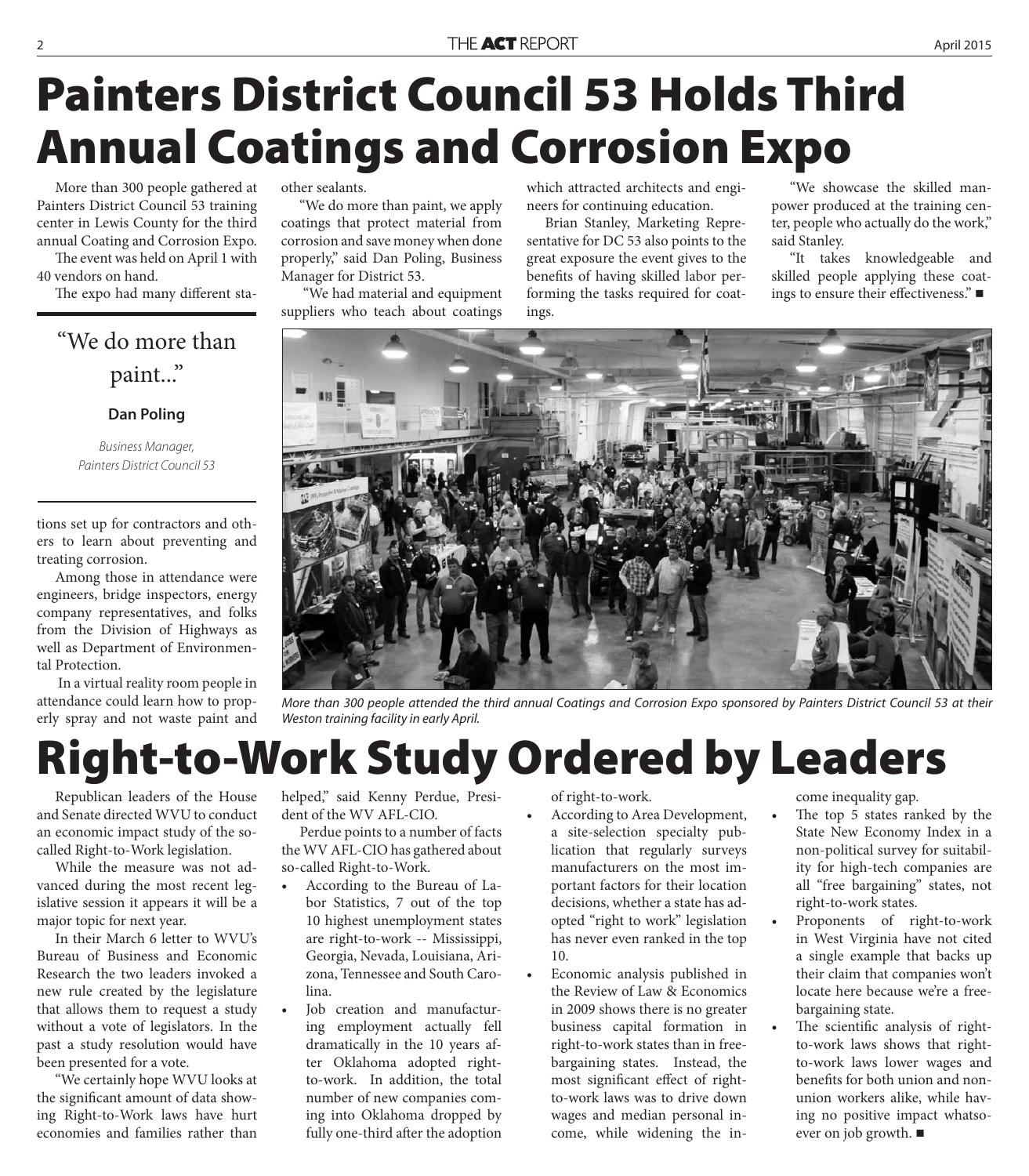# Painters District Council 53 Holds Third Annual Coatings and Corrosion Expo

More than 300 people gathered at Painters District Council 53 training center in Lewis County for the third annual Coating and Corrosion Expo.

The event was held on April 1 with 40 vendors on hand.

The expo had many different stations set up for contractors and others to learn about preventing and treating corrosion.

> "We do more than paint..."
>
> **Dan Poling**
>
> *Business Manager, Painters District Council 53*

Among those in attendance were engineers, bridge inspectors, energy company representatives, and folks from the Division of Highways as well as Department of Environmental Protection.

In a virtual reality room people in attendance could learn how to properly spray and not waste paint and other sealants.

"We do more than paint, we apply coatings that protect material from corrosion and save money when done properly," said Dan Poling, Business Manager for District 53.

"We had material and equipment suppliers who teach about coatings which attracted architects and engineers for continuing education.

Brian Stanley, Marketing Representative for DC 53 also points to the great exposure the event gives to the benefits of having skilled labor performing the tasks required for coatings.

"We showcase the skilled manpower produced at the training center, people who actually do the work," said Stanley.

"It takes knowledgeable and skilled people applying these coatings to ensure their effectiveness." ■

*More than 300 people attended the third annual Coatings and Corrosion Expo sponsored by Painters District Council 53 at their Weston training facility in early April.*

# Right-to-Work Study Ordered by Leaders

Republican leaders of the House and Senate directed WVU to conduct an economic impact study of the so-called Right-to-Work legislation.

While the measure was not advanced during the most recent legislative session it appears it will be a major topic for next year.

In their March 6 letter to WVU's Bureau of Business and Economic Research the two leaders invoked a new rule created by the legislature that allows them to request a study without a vote of legislators. In the past a study resolution would have been presented for a vote.

"We certainly hope WVU looks at the significant amount of data showing Right-to-Work laws have hurt economies and families rather than helped," said Kenny Perdue, President of the WV AFL-CIO.

Perdue points to a number of facts the WV AFL-CIO has gathered about so-called Right-to-Work.

- According to the Bureau of Labor Statistics, 7 out of the top 10 highest unemployment states are right-to-work -- Mississippi, Georgia, Nevada, Louisiana, Arizona, Tennessee and South Carolina.
- Job creation and manufacturing employment actually fell dramatically in the 10 years after Oklahoma adopted right-to-work. In addition, the total number of new companies coming into Oklahoma dropped by fully one-third after the adoption of right-to-work.
- According to Area Development, a site-selection specialty publication that regularly surveys manufacturers on the most important factors for their location decisions, whether a state has adopted "right to work" legislation has never even ranked in the top 10.
- Economic analysis published in the Review of Law & Economics in 2009 shows there is no greater business capital formation in right-to-work states than in free-bargaining states. Instead, the most significant effect of right-to-work laws was to drive down wages and median personal income, while widening the income inequality gap.
- The top 5 states ranked by the State New Economy Index in a non-political survey for suitability for high-tech companies are all "free bargaining" states, not right-to-work states.
- Proponents of right-to-work in West Virginia have not cited a single example that backs up their claim that companies won't locate here because we're a free-bargaining state.
- The scientific analysis of right-to-work laws shows that right-to-work laws lower wages and benefits for both union and non-union workers alike, while having no positive impact whatsoever on job growth. ■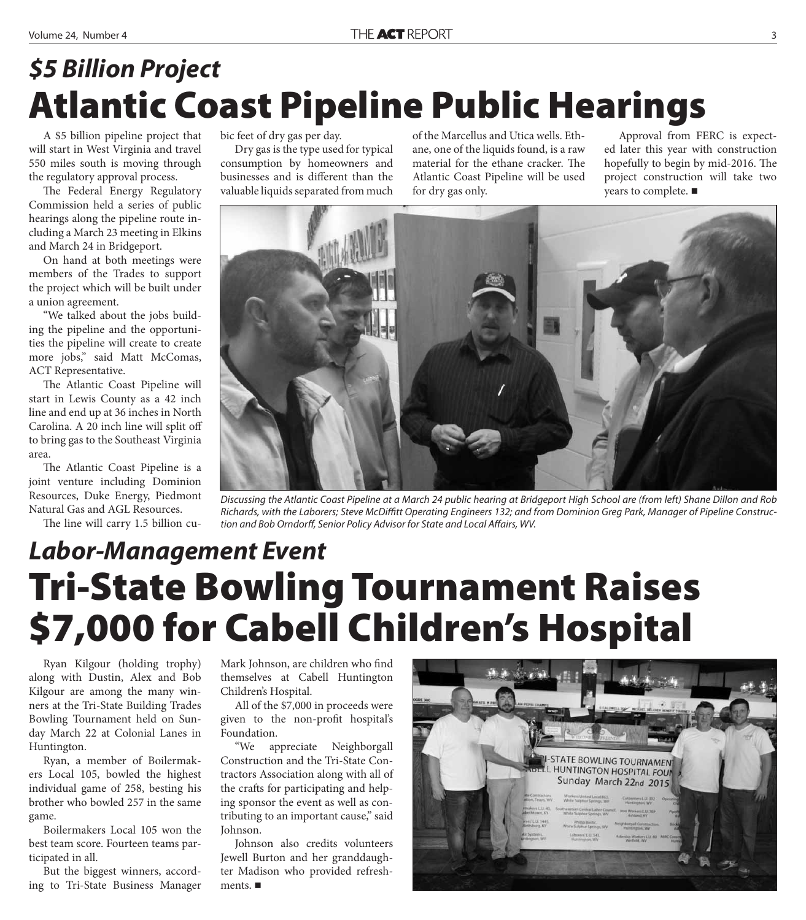## *$5 Billion Project*

# Atlantic Coast Pipeline Public Hearings

A $5 billion pipeline project that will start in West Virginia and travel 550 miles south is moving through the regulatory approval process.

The Federal Energy Regulatory Commission held a series of public hearings along the pipeline route including a March 23 meeting in Elkins and March 24 in Bridgeport.

On hand at both meetings were members of the Trades to support the project which will be built under a union agreement.

"We talked about the jobs building the pipeline and the opportunities the pipeline will create to create more jobs," said Matt McComas, ACT Representative.

The Atlantic Coast Pipeline will start in Lewis County as a 42 inch line and end up at 36 inches in North Carolina. A 20 inch line will split off to bring gas to the Southeast Virginia area.

The Atlantic Coast Pipeline is a joint venture including Dominion Resources, Duke Energy, Piedmont Natural Gas and AGL Resources.

The line will carry 1.5 billion cubic feet of dry gas per day.

Dry gas is the type used for typical consumption by homeowners and businesses and is different than the valuable liquids separated from much of the Marcellus and Utica wells. Ethane, one of the liquids found, is a raw material for the ethane cracker. The Atlantic Coast Pipeline will be used for dry gas only.

Approval from FERC is expected later this year with construction hopefully to begin by mid-2016. The project construction will take two years to complete. ■

*Discussing the Atlantic Coast Pipeline at a March 24 public hearing at Bridgeport High School are (from left) Shane Dillon and Rob Richards, with the Laborers; Steve McDiffitt Operating Engineers 132; and from Dominion Greg Park, Manager of Pipeline Construction and Bob Orndorff, Senior Policy Advisor for State and Local Affairs, WV.*

## *Labor-Management Event*

# Tri-State Bowling Tournament Raises $7,000 for Cabell Children's Hospital

Ryan Kilgour (holding trophy) along with Dustin, Alex and Bob Kilgour are among the many winners at the Tri-State Building Trades Bowling Tournament held on Sunday March 22 at Colonial Lanes in Huntington.

Ryan, a member of Boilermakers Local 105, bowled the highest individual game of 258, besting his brother who bowled 257 in the same game.

Boilermakers Local 105 won the best team score. Fourteen teams participated in all.

But the biggest winners, according to Tri-State Business Manager Mark Johnson, are children who find themselves at Cabell Huntington Children's Hospital.

All of the $7,000 in proceeds were given to the non-profit hospital's Foundation.

"We appreciate Neighborgall Construction and the Tri-State Contractors Association along with all of the crafts for participating and helping sponsor the event as well as contributing to an important cause," said Johnson.

Johnson also credits volunteers Jewell Burton and her granddaughter Madison who provided refreshments. ■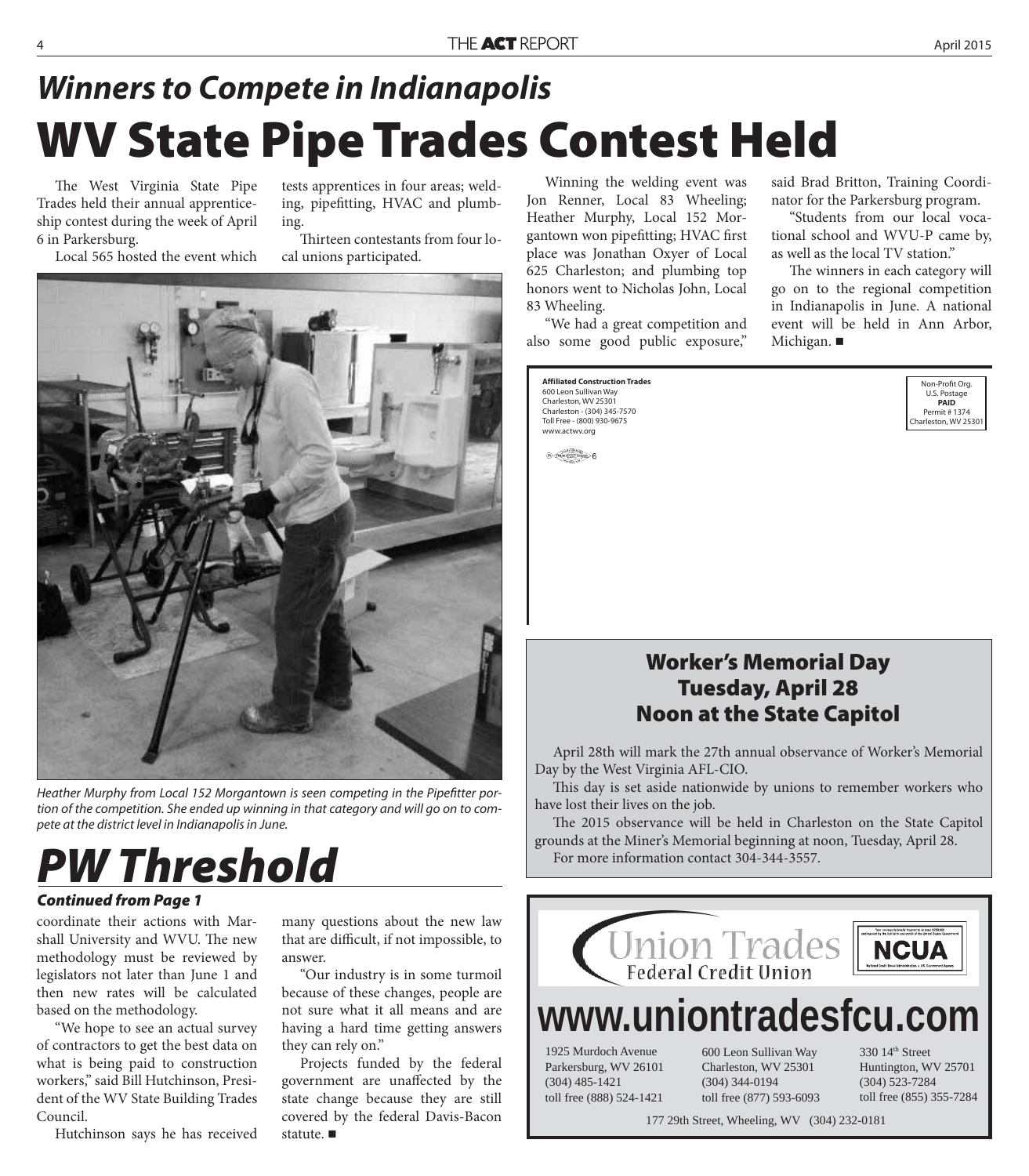## *Winners to Compete in Indianapolis*

# WV State Pipe Trades Contest Held

The West Virginia State Pipe Trades held their annual apprenticeship contest during the week of April 6 in Parkersburg.

Local 565 hosted the event which tests apprentices in four areas; welding, pipefitting, HVAC and plumbing.

Thirteen contestants from four local unions participated.

*Heather Murphy from Local 152 Morgantown is seen competing in the Pipefitter portion of the competition. She ended up winning in that category and will go on to compete at the district level in Indianapolis in June.*

Winning the welding event was Jon Renner, Local 83 Wheeling; Heather Murphy, Local 152 Morgantown won pipefitting; HVAC first place was Jonathan Oxyer of Local 625 Charleston; and plumbing top honors went to Nicholas John, Local 83 Wheeling.

"We had a great competition and also some good public exposure," said Brad Britton, Training Coordinator for the Parkersburg program.

"Students from our local vocational school and WVU-P came by, as well as the local TV station."

The winners in each category will go on to the regional competition in Indianapolis in June. A national event will be held in Ann Arbor, Michigan. ■

**Affiliated Construction Trades**
600 Leon Sullivan Way
Charleston, WV 25301
Charleston - (304) 345-7570
Toll Free - (800) 930-9675
www.actwv.org

Non-Profit Org.
U.S. Postage
**PAID**
Permit # 1374
Charleston, WV 25301

# *PW Threshold*

***Continued from Page 1***

coordinate their actions with Marshall University and WVU. The new methodology must be reviewed by legislators not later than June 1 and then new rates will be calculated based on the methodology.

"We hope to see an actual survey of contractors to get the best data on what is being paid to construction workers," said Bill Hutchinson, President of the WV State Building Trades Council.

Hutchinson says he has received many questions about the new law that are difficult, if not impossible, to answer.

"Our industry is in some turmoil because of these changes, people are not sure what it all means and are having a hard time getting answers they can rely on."

Projects funded by the federal government are unaffected by the state change because they are still covered by the federal Davis-Bacon statute. ■

## Worker's Memorial Day
## Tuesday, April 28
## Noon at the State Capitol

April 28th will mark the 27th annual observance of Worker's Memorial Day by the West Virginia AFL-CIO.

This day is set aside nationwide by unions to remember workers who have lost their lives on the job.

The 2015 observance will be held in Charleston on the State Capitol grounds at the Miner's Memorial beginning at noon, Tuesday, April 28.

For more information contact 304-344-3557.

**Union Trades**
**Federal Credit Union**

NCUA

# www.uniontradesfcu.com

1925 Murdoch Avenue
Parkersburg, WV 26101
(304) 485-1421
toll free (888) 524-1421

600 Leon Sullivan Way
Charleston, WV 25301
(304) 344-0194
toll free (877) 593-6093

330 14th Street
Huntington, WV 25701
(304) 523-7284
toll free (855) 355-7284

177 29th Street, Wheeling, WV (304) 232-0181